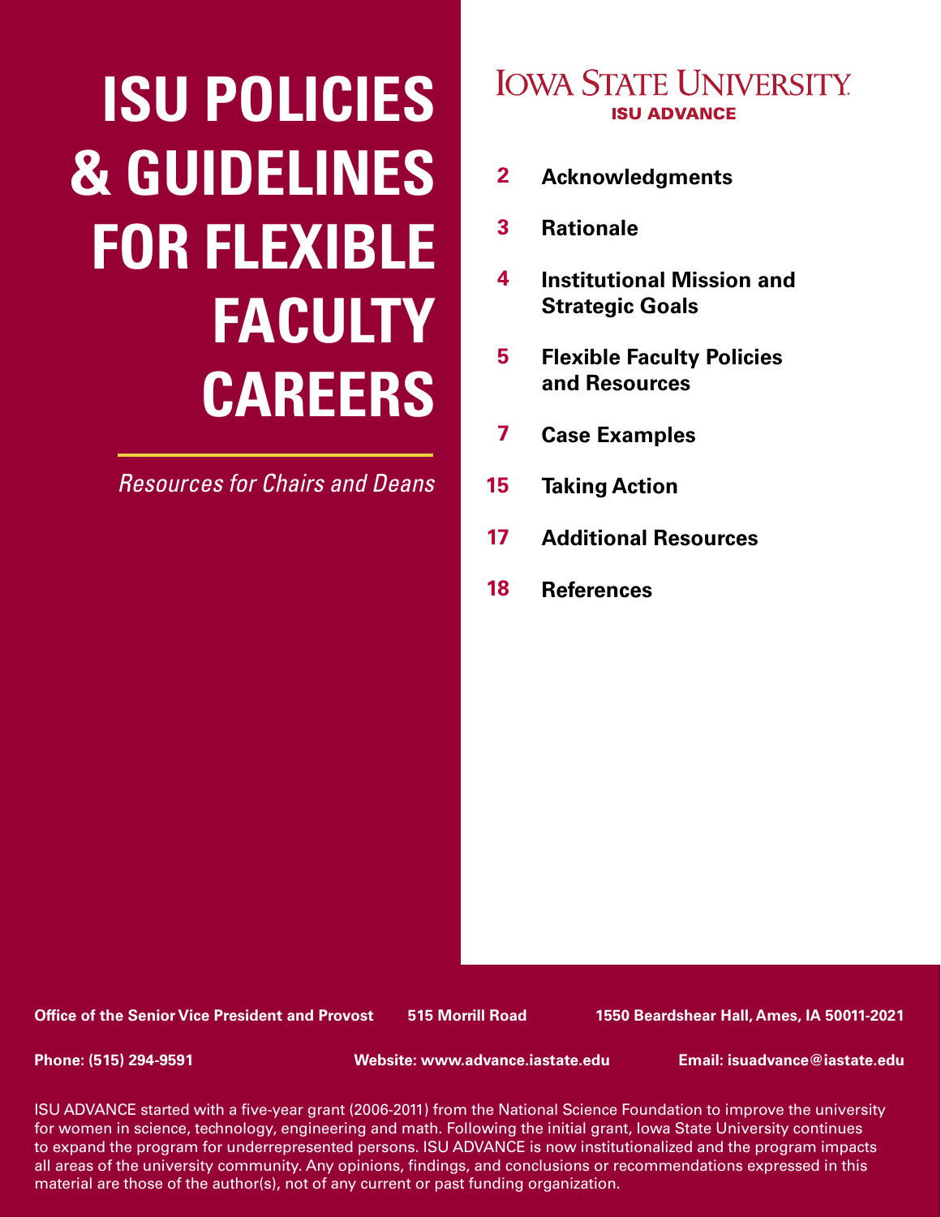# ISU POLICIES & GUIDELINES FOR FLEXIBLE FACULTY CAREERS

*Resources for Chairs and Deans*

IOWA STATE UNIVERSITY
ISU ADVANCE

- 2 Acknowledgments
- 3 Rationale
- 4 Institutional Mission and Strategic Goals
- 5 Flexible Faculty Policies and Resources
- 7 Case Examples
- 15 Taking Action
- 17 Additional Resources
- 18 References

**Office of the Senior Vice President and Provost** **515 Morrill Road** **1550 Beardshear Hall, Ames, IA 50011-2021**

**Phone: (515) 294-9591** **Website: www.advance.iastate.edu** **Email: isuadvance@iastate.edu**

ISU ADVANCE started with a five-year grant (2006-2011) from the National Science Foundation to improve the university for women in science, technology, engineering and math. Following the initial grant, Iowa State University continues to expand the program for underrepresented persons. ISU ADVANCE is now institutionalized and the program impacts all areas of the university community. Any opinions, findings, and conclusions or recommendations expressed in this material are those of the author(s), not of any current or past funding organization.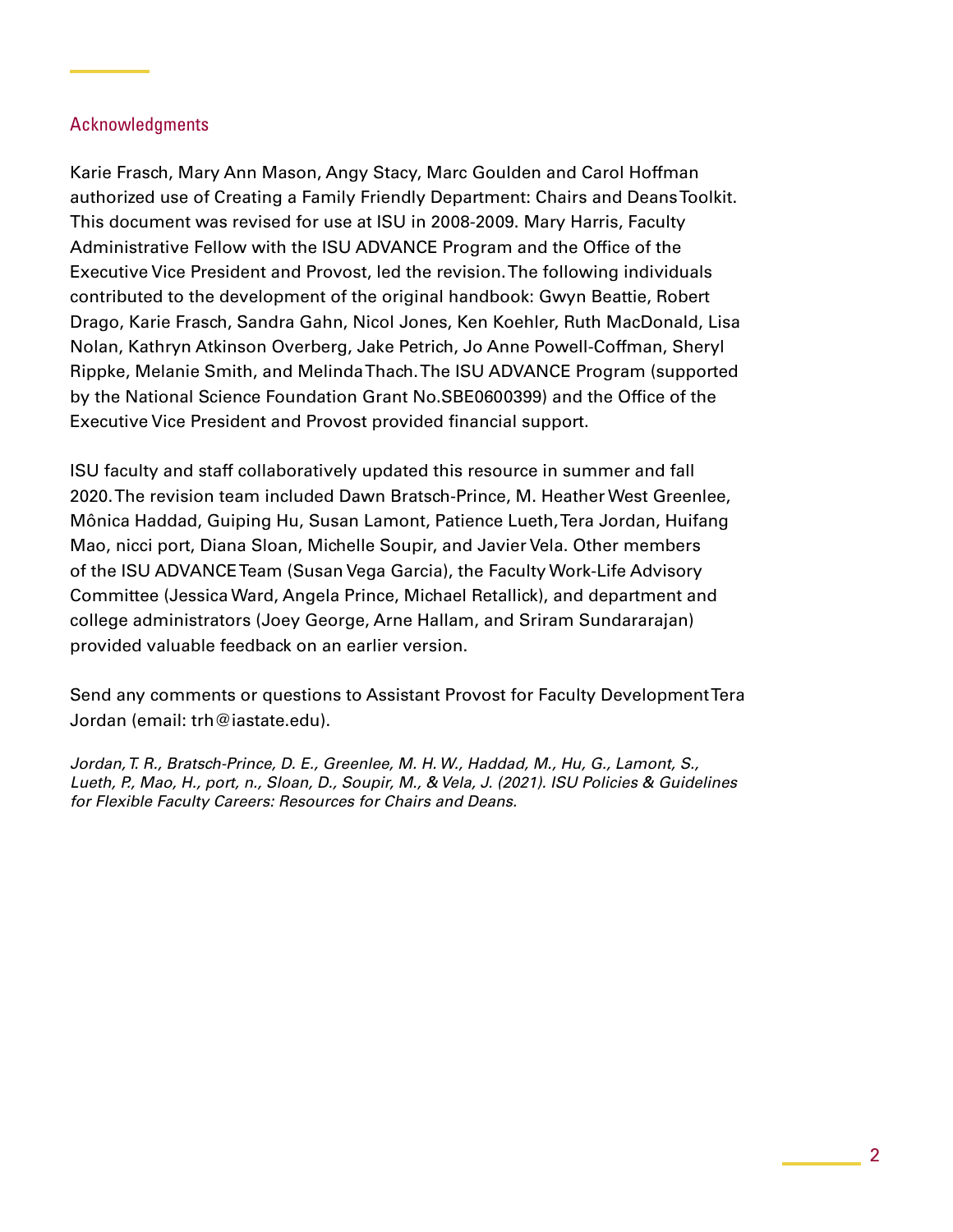## Acknowledgments

Karie Frasch, Mary Ann Mason, Angy Stacy, Marc Goulden and Carol Hoffman authorized use of Creating a Family Friendly Department: Chairs and Deans Toolkit. This document was revised for use at ISU in 2008-2009. Mary Harris, Faculty Administrative Fellow with the ISU ADVANCE Program and the Office of the Executive Vice President and Provost, led the revision. The following individuals contributed to the development of the original handbook: Gwyn Beattie, Robert Drago, Karie Frasch, Sandra Gahn, Nicol Jones, Ken Koehler, Ruth MacDonald, Lisa Nolan, Kathryn Atkinson Overberg, Jake Petrich, Jo Anne Powell-Coffman, Sheryl Rippke, Melanie Smith, and Melinda Thach. The ISU ADVANCE Program (supported by the National Science Foundation Grant No.SBE0600399) and the Office of the Executive Vice President and Provost provided financial support.

ISU faculty and staff collaboratively updated this resource in summer and fall 2020. The revision team included Dawn Bratsch-Prince, M. Heather West Greenlee, Mônica Haddad, Guiping Hu, Susan Lamont, Patience Lueth, Tera Jordan, Huifang Mao, nicci port, Diana Sloan, Michelle Soupir, and Javier Vela. Other members of the ISU ADVANCE Team (Susan Vega Garcia), the Faculty Work-Life Advisory Committee (Jessica Ward, Angela Prince, Michael Retallick), and department and college administrators (Joey George, Arne Hallam, and Sriram Sundararajan) provided valuable feedback on an earlier version.

Send any comments or questions to Assistant Provost for Faculty Development Tera Jordan (email: trh@iastate.edu).

*Jordan, T. R., Bratsch-Prince, D. E., Greenlee, M. H. W., Haddad, M., Hu, G., Lamont, S., Lueth, P., Mao, H., port, n., Sloan, D., Soupir, M., & Vela, J. (2021). ISU Policies & Guidelines for Flexible Faculty Careers: Resources for Chairs and Deans.*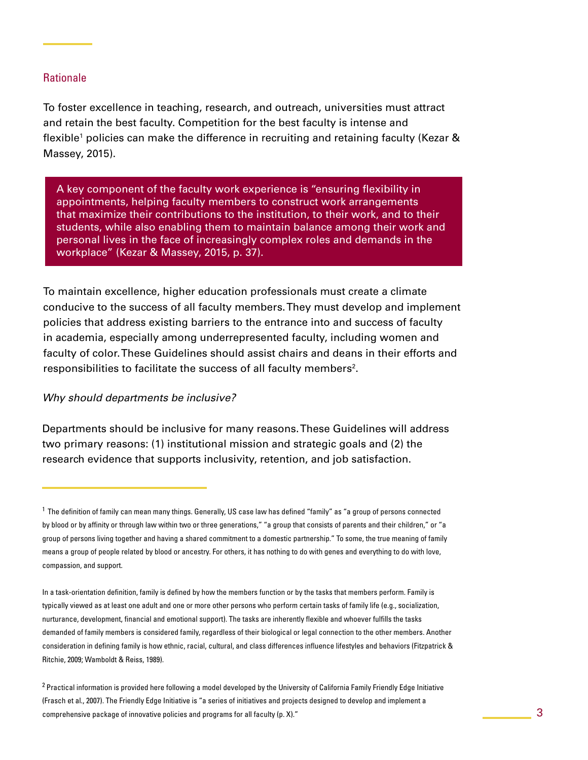## Rationale

To foster excellence in teaching, research, and outreach, universities must attract and retain the best faculty. Competition for the best faculty is intense and flexible[1] policies can make the difference in recruiting and retaining faculty (Kezar & Massey, 2015).

> A key component of the faculty work experience is "ensuring flexibility in appointments, helping faculty members to construct work arrangements that maximize their contributions to the institution, to their work, and to their students, while also enabling them to maintain balance among their work and personal lives in the face of increasingly complex roles and demands in the workplace" (Kezar & Massey, 2015, p. 37).

To maintain excellence, higher education professionals must create a climate conducive to the success of all faculty members. They must develop and implement policies that address existing barriers to the entrance into and success of faculty in academia, especially among underrepresented faculty, including women and faculty of color. These Guidelines should assist chairs and deans in their efforts and responsibilities to facilitate the success of all faculty members[2].

*Why should departments be inclusive?*

Departments should be inclusive for many reasons. These Guidelines will address two primary reasons: (1) institutional mission and strategic goals and (2) the research evidence that supports inclusivity, retention, and job satisfaction.

---

[1] The definition of family can mean many things. Generally, US case law has defined "family" as "a group of persons connected by blood or by affinity or through law within two or three generations," "a group that consists of parents and their children," or "a group of persons living together and having a shared commitment to a domestic partnership." To some, the true meaning of family means a group of people related by blood or ancestry. For others, it has nothing to do with genes and everything to do with love, compassion, and support.

In a task-orientation definition, family is defined by how the members function or by the tasks that members perform. Family is typically viewed as at least one adult and one or more other persons who perform certain tasks of family life (e.g., socialization, nurturance, development, financial and emotional support). The tasks are inherently flexible and whoever fulfills the tasks demanded of family members is considered family, regardless of their biological or legal connection to the other members. Another consideration in defining family is how ethnic, racial, cultural, and class differences influence lifestyles and behaviors (Fitzpatrick & Ritchie, 2009; Wamboldt & Reiss, 1989).

[2] Practical information is provided here following a model developed by the University of California Family Friendly Edge Initiative (Frasch et al., 2007). The Friendly Edge Initiative is "a series of initiatives and projects designed to develop and implement a comprehensive package of innovative policies and programs for all faculty (p. X)."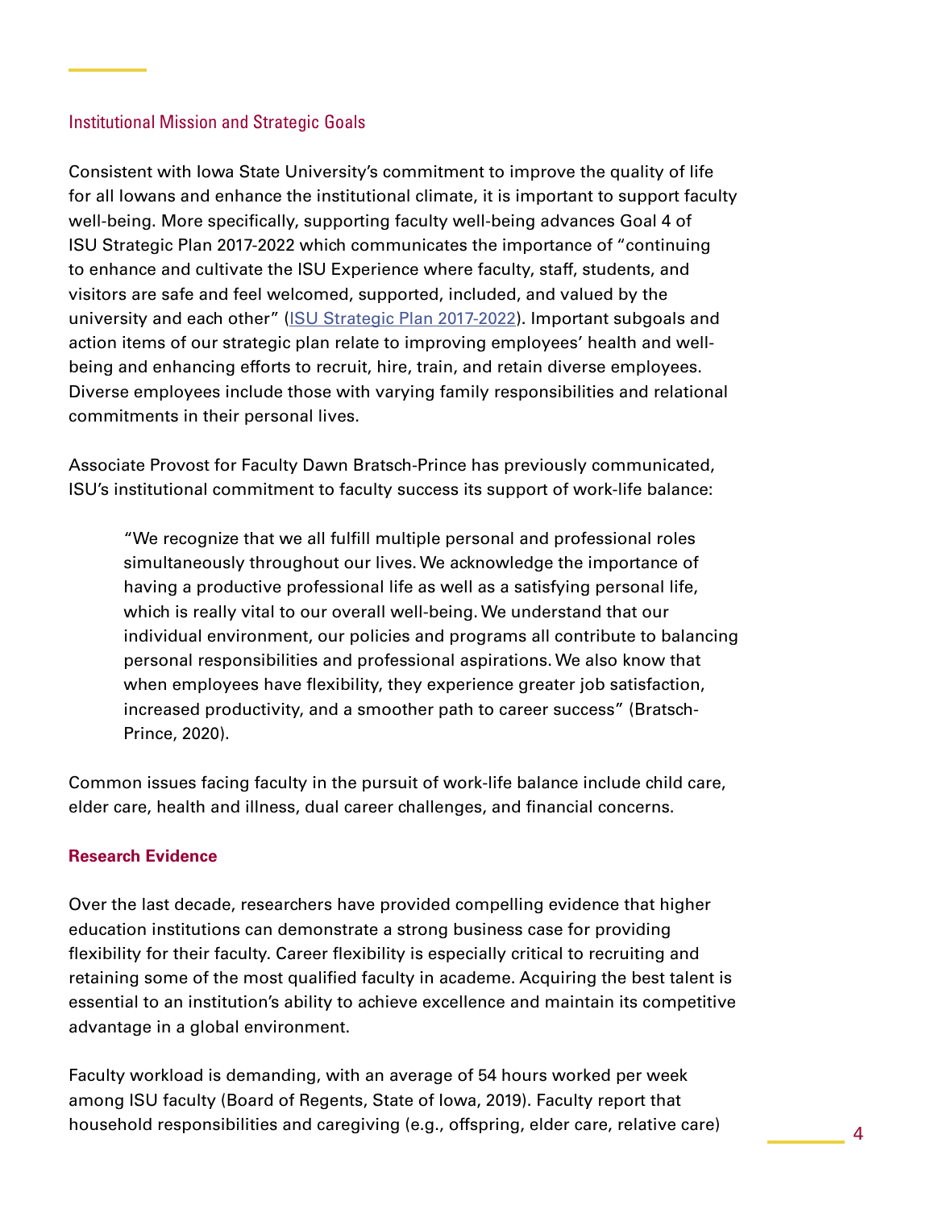## Institutional Mission and Strategic Goals

Consistent with Iowa State University's commitment to improve the quality of life for all Iowans and enhance the institutional climate, it is important to support faculty well-being. More specifically, supporting faculty well-being advances Goal 4 of ISU Strategic Plan 2017-2022 which communicates the importance of "continuing to enhance and cultivate the ISU Experience where faculty, staff, students, and visitors are safe and feel welcomed, supported, included, and valued by the university and each other" (ISU Strategic Plan 2017-2022). Important subgoals and action items of our strategic plan relate to improving employees' health and well-being and enhancing efforts to recruit, hire, train, and retain diverse employees. Diverse employees include those with varying family responsibilities and relational commitments in their personal lives.

Associate Provost for Faculty Dawn Bratsch-Prince has previously communicated, ISU's institutional commitment to faculty success its support of work-life balance:

> "We recognize that we all fulfill multiple personal and professional roles simultaneously throughout our lives. We acknowledge the importance of having a productive professional life as well as a satisfying personal life, which is really vital to our overall well-being. We understand that our individual environment, our policies and programs all contribute to balancing personal responsibilities and professional aspirations. We also know that when employees have flexibility, they experience greater job satisfaction, increased productivity, and a smoother path to career success" (Bratsch-Prince, 2020).

Common issues facing faculty in the pursuit of work-life balance include child care, elder care, health and illness, dual career challenges, and financial concerns.

### Research Evidence

Over the last decade, researchers have provided compelling evidence that higher education institutions can demonstrate a strong business case for providing flexibility for their faculty. Career flexibility is especially critical to recruiting and retaining some of the most qualified faculty in academe. Acquiring the best talent is essential to an institution's ability to achieve excellence and maintain its competitive advantage in a global environment.

Faculty workload is demanding, with an average of 54 hours worked per week among ISU faculty (Board of Regents, State of Iowa, 2019). Faculty report that household responsibilities and caregiving (e.g., offspring, elder care, relative care)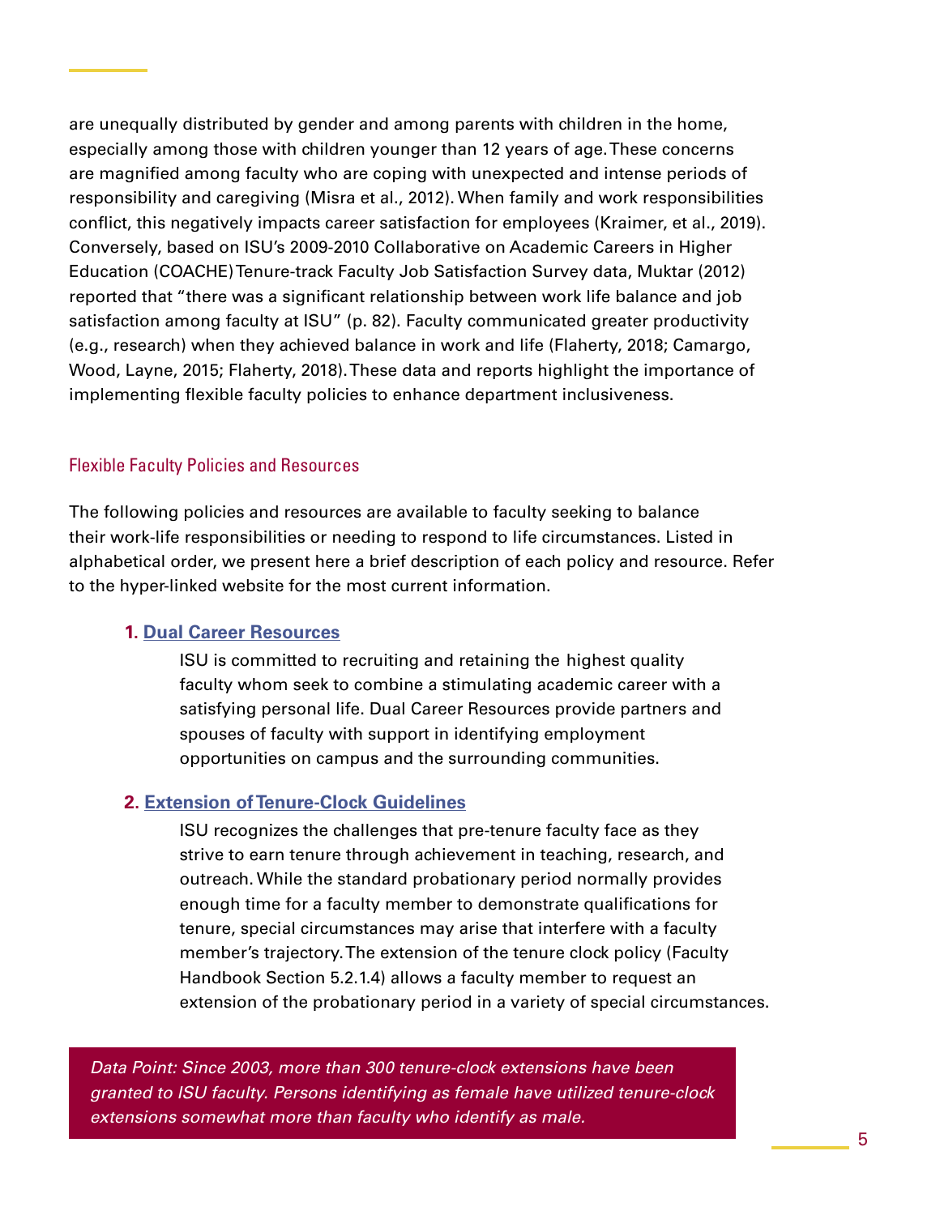are unequally distributed by gender and among parents with children in the home, especially among those with children younger than 12 years of age. These concerns are magnified among faculty who are coping with unexpected and intense periods of responsibility and caregiving (Misra et al., 2012). When family and work responsibilities conflict, this negatively impacts career satisfaction for employees (Kraimer, et al., 2019). Conversely, based on ISU's 2009-2010 Collaborative on Academic Careers in Higher Education (COACHE) Tenure-track Faculty Job Satisfaction Survey data, Muktar (2012) reported that "there was a significant relationship between work life balance and job satisfaction among faculty at ISU" (p. 82). Faculty communicated greater productivity (e.g., research) when they achieved balance in work and life (Flaherty, 2018; Camargo, Wood, Layne, 2015; Flaherty, 2018). These data and reports highlight the importance of implementing flexible faculty policies to enhance department inclusiveness.

## Flexible Faculty Policies and Resources

The following policies and resources are available to faculty seeking to balance their work-life responsibilities or needing to respond to life circumstances. Listed in alphabetical order, we present here a brief description of each policy and resource. Refer to the hyper-linked website for the most current information.

1. **Dual Career Resources**

   ISU is committed to recruiting and retaining the highest quality faculty whom seek to combine a stimulating academic career with a satisfying personal life. Dual Career Resources provide partners and spouses of faculty with support in identifying employment opportunities on campus and the surrounding communities.

2. **Extension of Tenure-Clock Guidelines**

   ISU recognizes the challenges that pre-tenure faculty face as they strive to earn tenure through achievement in teaching, research, and outreach. While the standard probationary period normally provides enough time for a faculty member to demonstrate qualifications for tenure, special circumstances may arise that interfere with a faculty member's trajectory. The extension of the tenure clock policy (Faculty Handbook Section 5.2.1.4) allows a faculty member to request an extension of the probationary period in a variety of special circumstances.

*Data Point: Since 2003, more than 300 tenure-clock extensions have been granted to ISU faculty. Persons identifying as female have utilized tenure-clock extensions somewhat more than faculty who identify as male.*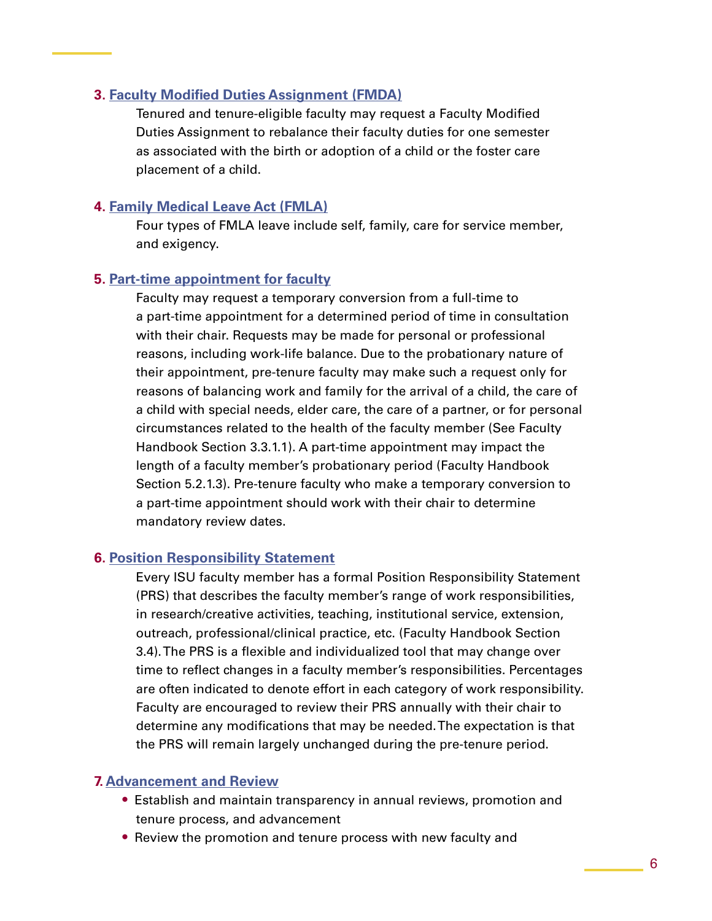3. **Faculty Modified Duties Assignment (FMDA)**

   Tenured and tenure-eligible faculty may request a Faculty Modified Duties Assignment to rebalance their faculty duties for one semester as associated with the birth or adoption of a child or the foster care placement of a child.

4. **Family Medical Leave Act (FMLA)**

   Four types of FMLA leave include self, family, care for service member, and exigency.

5. **Part-time appointment for faculty**

   Faculty may request a temporary conversion from a full-time to a part-time appointment for a determined period of time in consultation with their chair. Requests may be made for personal or professional reasons, including work-life balance. Due to the probationary nature of their appointment, pre-tenure faculty may make such a request only for reasons of balancing work and family for the arrival of a child, the care of a child with special needs, elder care, the care of a partner, or for personal circumstances related to the health of the faculty member (See Faculty Handbook Section 3.3.1.1). A part-time appointment may impact the length of a faculty member's probationary period (Faculty Handbook Section 5.2.1.3). Pre-tenure faculty who make a temporary conversion to a part-time appointment should work with their chair to determine mandatory review dates.

6. **Position Responsibility Statement**

   Every ISU faculty member has a formal Position Responsibility Statement (PRS) that describes the faculty member's range of work responsibilities, in research/creative activities, teaching, institutional service, extension, outreach, professional/clinical practice, etc. (Faculty Handbook Section 3.4). The PRS is a flexible and individualized tool that may change over time to reflect changes in a faculty member's responsibilities. Percentages are often indicated to denote effort in each category of work responsibility. Faculty are encouraged to review their PRS annually with their chair to determine any modifications that may be needed. The expectation is that the PRS will remain largely unchanged during the pre-tenure period.

7. **Advancement and Review**

   - Establish and maintain transparency in annual reviews, promotion and tenure process, and advancement
   - Review the promotion and tenure process with new faculty and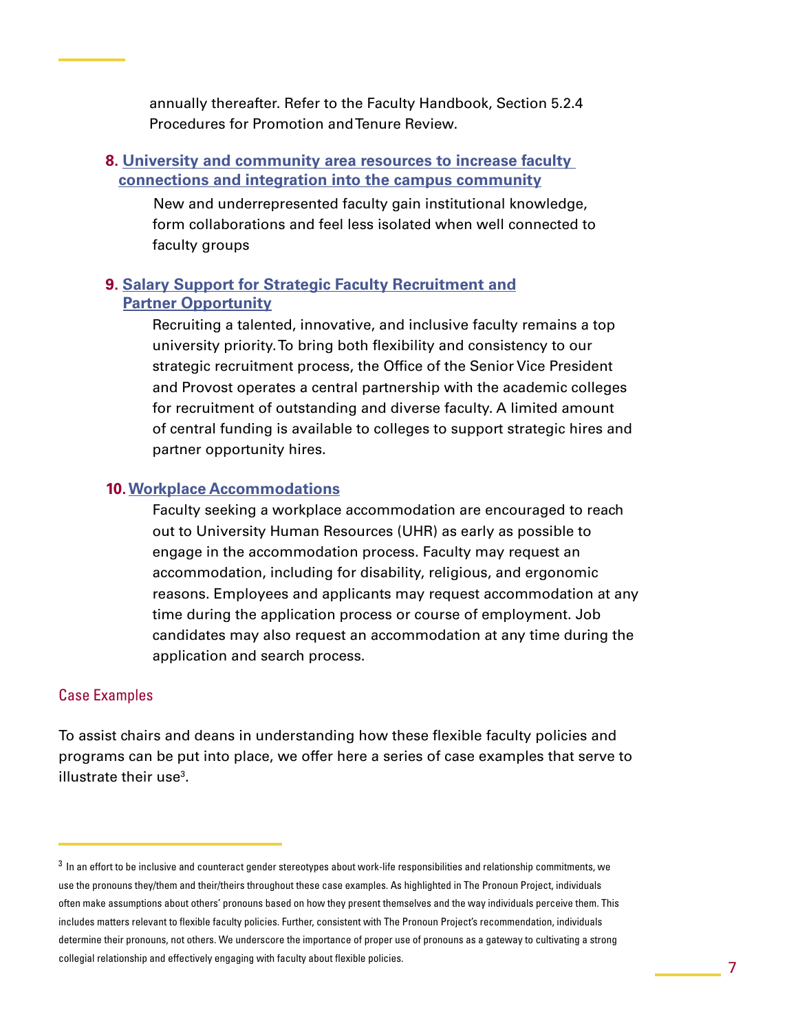annually thereafter. Refer to the Faculty Handbook, Section 5.2.4 Procedures for Promotion and Tenure Review.

8. **University and community area resources to increase faculty connections and integration into the campus community**

   New and underrepresented faculty gain institutional knowledge, form collaborations and feel less isolated when well connected to faculty groups

9. **Salary Support for Strategic Faculty Recruitment and Partner Opportunity**

   Recruiting a talented, innovative, and inclusive faculty remains a top university priority. To bring both flexibility and consistency to our strategic recruitment process, the Office of the Senior Vice President and Provost operates a central partnership with the academic colleges for recruitment of outstanding and diverse faculty. A limited amount of central funding is available to colleges to support strategic hires and partner opportunity hires.

10. **Workplace Accommodations**

    Faculty seeking a workplace accommodation are encouraged to reach out to University Human Resources (UHR) as early as possible to engage in the accommodation process. Faculty may request an accommodation, including for disability, religious, and ergonomic reasons. Employees and applicants may request accommodation at any time during the application process or course of employment. Job candidates may also request an accommodation at any time during the application and search process.

## Case Examples

To assist chairs and deans in understanding how these flexible faculty policies and programs can be put into place, we offer here a series of case examples that serve to illustrate their use[3].

---

[3] In an effort to be inclusive and counteract gender stereotypes about work-life responsibilities and relationship commitments, we use the pronouns they/them and their/theirs throughout these case examples. As highlighted in The Pronoun Project, individuals often make assumptions about others' pronouns based on how they present themselves and the way individuals perceive them. This includes matters relevant to flexible faculty policies. Further, consistent with The Pronoun Project's recommendation, individuals determine their pronouns, not others. We underscore the importance of proper use of pronouns as a gateway to cultivating a strong collegial relationship and effectively engaging with faculty about flexible policies.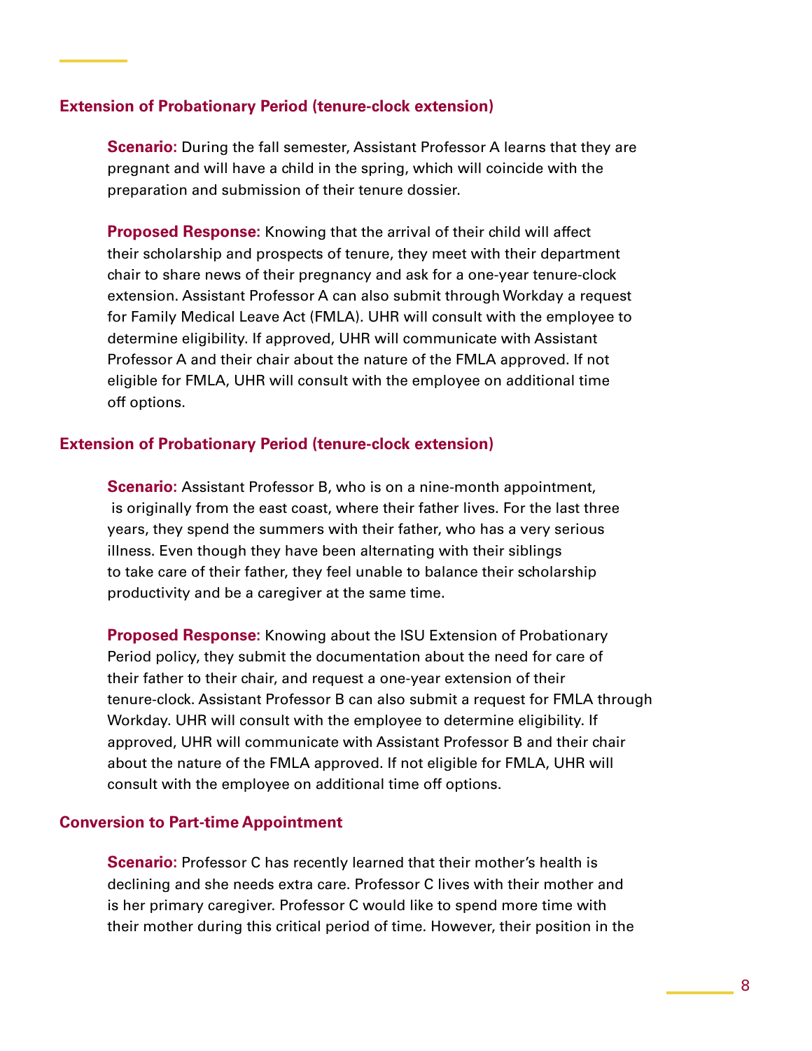### Extension of Probationary Period (tenure-clock extension)

**Scenario:** During the fall semester, Assistant Professor A learns that they are pregnant and will have a child in the spring, which will coincide with the preparation and submission of their tenure dossier.

**Proposed Response:** Knowing that the arrival of their child will affect their scholarship and prospects of tenure, they meet with their department chair to share news of their pregnancy and ask for a one-year tenure-clock extension. Assistant Professor A can also submit through Workday a request for Family Medical Leave Act (FMLA). UHR will consult with the employee to determine eligibility. If approved, UHR will communicate with Assistant Professor A and their chair about the nature of the FMLA approved. If not eligible for FMLA, UHR will consult with the employee on additional time off options.

### Extension of Probationary Period (tenure-clock extension)

**Scenario:** Assistant Professor B, who is on a nine-month appointment, is originally from the east coast, where their father lives. For the last three years, they spend the summers with their father, who has a very serious illness. Even though they have been alternating with their siblings to take care of their father, they feel unable to balance their scholarship productivity and be a caregiver at the same time.

**Proposed Response:** Knowing about the ISU Extension of Probationary Period policy, they submit the documentation about the need for care of their father to their chair, and request a one-year extension of their tenure-clock. Assistant Professor B can also submit a request for FMLA through Workday. UHR will consult with the employee to determine eligibility. If approved, UHR will communicate with Assistant Professor B and their chair about the nature of the FMLA approved. If not eligible for FMLA, UHR will consult with the employee on additional time off options.

### Conversion to Part-time Appointment

**Scenario:** Professor C has recently learned that their mother's health is declining and she needs extra care. Professor C lives with their mother and is her primary caregiver. Professor C would like to spend more time with their mother during this critical period of time. However, their position in the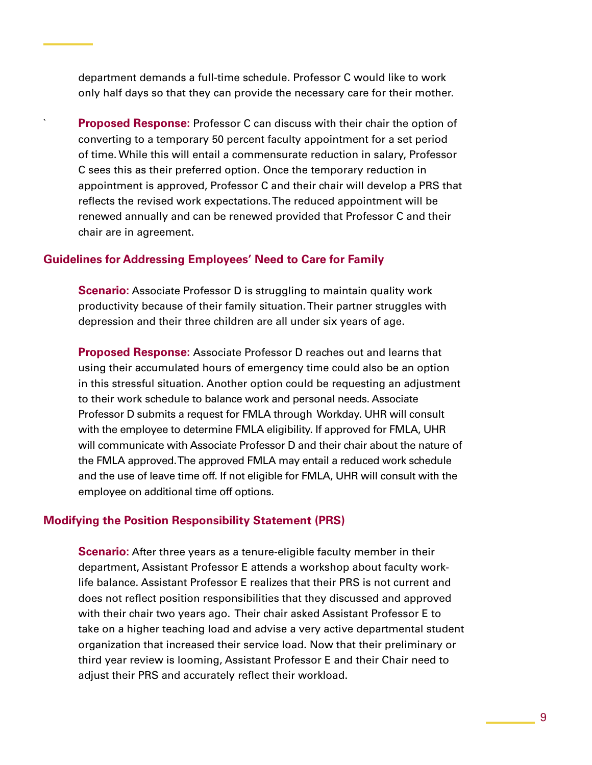department demands a full-time schedule. Professor C would like to work only half days so that they can provide the necessary care for their mother.

**Proposed Response:** Professor C can discuss with their chair the option of converting to a temporary 50 percent faculty appointment for a set period of time. While this will entail a commensurate reduction in salary, Professor C sees this as their preferred option. Once the temporary reduction in appointment is approved, Professor C and their chair will develop a PRS that reflects the revised work expectations. The reduced appointment will be renewed annually and can be renewed provided that Professor C and their chair are in agreement.

## Guidelines for Addressing Employees' Need to Care for Family

**Scenario:** Associate Professor D is struggling to maintain quality work productivity because of their family situation. Their partner struggles with depression and their three children are all under six years of age.

**Proposed Response:** Associate Professor D reaches out and learns that using their accumulated hours of emergency time could also be an option in this stressful situation. Another option could be requesting an adjustment to their work schedule to balance work and personal needs. Associate Professor D submits a request for FMLA through Workday. UHR will consult with the employee to determine FMLA eligibility. If approved for FMLA, UHR will communicate with Associate Professor D and their chair about the nature of the FMLA approved. The approved FMLA may entail a reduced work schedule and the use of leave time off. If not eligible for FMLA, UHR will consult with the employee on additional time off options.

## Modifying the Position Responsibility Statement (PRS)

**Scenario:** After three years as a tenure-eligible faculty member in their department, Assistant Professor E attends a workshop about faculty work-life balance. Assistant Professor E realizes that their PRS is not current and does not reflect position responsibilities that they discussed and approved with their chair two years ago. Their chair asked Assistant Professor E to take on a higher teaching load and advise a very active departmental student organization that increased their service load. Now that their preliminary or third year review is looming, Assistant Professor E and their Chair need to adjust their PRS and accurately reflect their workload.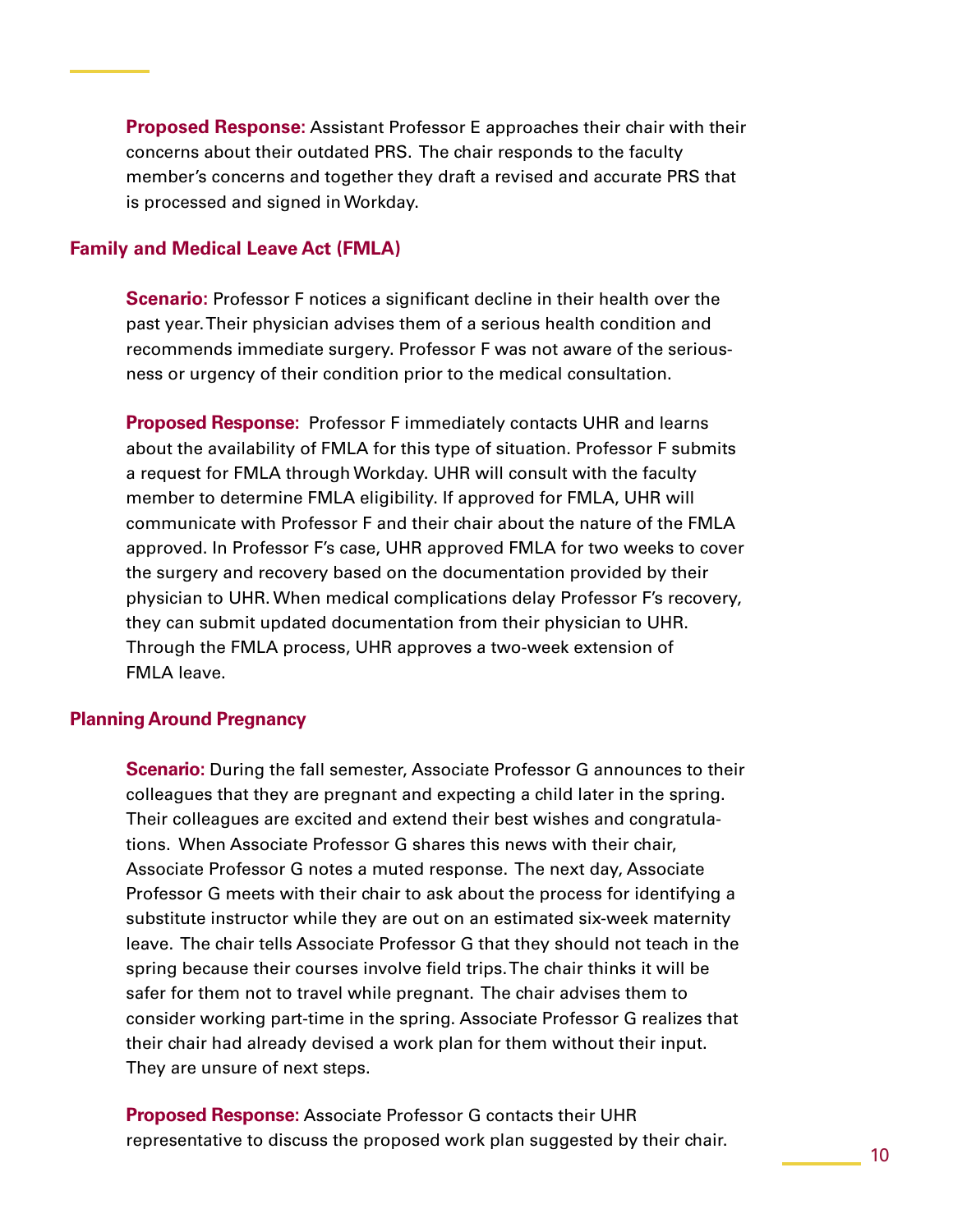**Proposed Response:** Assistant Professor E approaches their chair with their concerns about their outdated PRS. The chair responds to the faculty member's concerns and together they draft a revised and accurate PRS that is processed and signed in Workday.

### Family and Medical Leave Act (FMLA)

**Scenario:** Professor F notices a significant decline in their health over the past year. Their physician advises them of a serious health condition and recommends immediate surgery. Professor F was not aware of the seriousness or urgency of their condition prior to the medical consultation.

**Proposed Response:** Professor F immediately contacts UHR and learns about the availability of FMLA for this type of situation. Professor F submits a request for FMLA through Workday. UHR will consult with the faculty member to determine FMLA eligibility. If approved for FMLA, UHR will communicate with Professor F and their chair about the nature of the FMLA approved. In Professor F's case, UHR approved FMLA for two weeks to cover the surgery and recovery based on the documentation provided by their physician to UHR. When medical complications delay Professor F's recovery, they can submit updated documentation from their physician to UHR. Through the FMLA process, UHR approves a two-week extension of FMLA leave.

### Planning Around Pregnancy

**Scenario:** During the fall semester, Associate Professor G announces to their colleagues that they are pregnant and expecting a child later in the spring. Their colleagues are excited and extend their best wishes and congratulations. When Associate Professor G shares this news with their chair, Associate Professor G notes a muted response. The next day, Associate Professor G meets with their chair to ask about the process for identifying a substitute instructor while they are out on an estimated six-week maternity leave. The chair tells Associate Professor G that they should not teach in the spring because their courses involve field trips. The chair thinks it will be safer for them not to travel while pregnant. The chair advises them to consider working part-time in the spring. Associate Professor G realizes that their chair had already devised a work plan for them without their input. They are unsure of next steps.

**Proposed Response:** Associate Professor G contacts their UHR representative to discuss the proposed work plan suggested by their chair.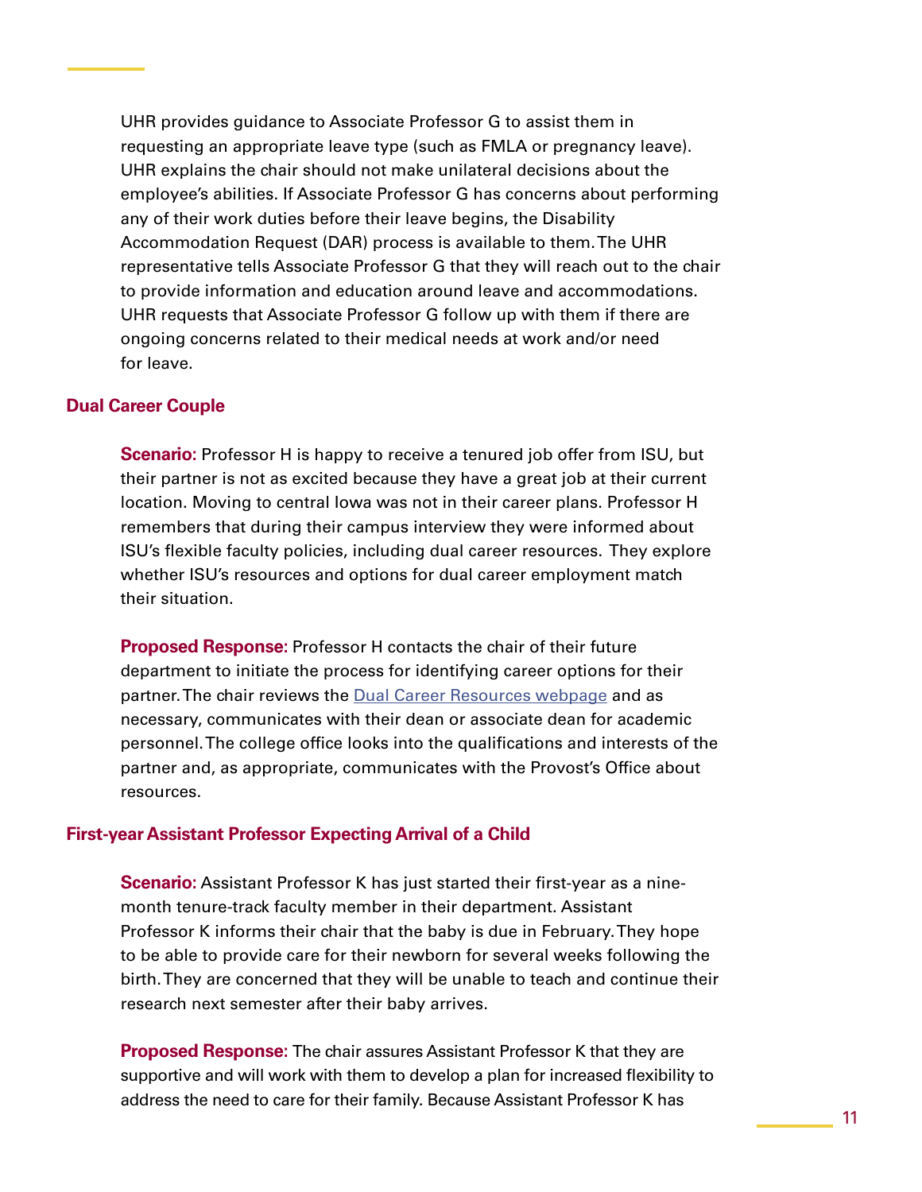UHR provides guidance to Associate Professor G to assist them in requesting an appropriate leave type (such as FMLA or pregnancy leave). UHR explains the chair should not make unilateral decisions about the employee's abilities. If Associate Professor G has concerns about performing any of their work duties before their leave begins, the Disability Accommodation Request (DAR) process is available to them. The UHR representative tells Associate Professor G that they will reach out to the chair to provide information and education around leave and accommodations. UHR requests that Associate Professor G follow up with them if there are ongoing concerns related to their medical needs at work and/or need for leave.

### Dual Career Couple

**Scenario:** Professor H is happy to receive a tenured job offer from ISU, but their partner is not as excited because they have a great job at their current location. Moving to central Iowa was not in their career plans. Professor H remembers that during their campus interview they were informed about ISU's flexible faculty policies, including dual career resources. They explore whether ISU's resources and options for dual career employment match their situation.

**Proposed Response:** Professor H contacts the chair of their future department to initiate the process for identifying career options for their partner. The chair reviews the Dual Career Resources webpage and as necessary, communicates with their dean or associate dean for academic personnel. The college office looks into the qualifications and interests of the partner and, as appropriate, communicates with the Provost's Office about resources.

### First-year Assistant Professor Expecting Arrival of a Child

**Scenario:** Assistant Professor K has just started their first-year as a nine-month tenure-track faculty member in their department. Assistant Professor K informs their chair that the baby is due in February. They hope to be able to provide care for their newborn for several weeks following the birth. They are concerned that they will be unable to teach and continue their research next semester after their baby arrives.

**Proposed Response:** The chair assures Assistant Professor K that they are supportive and will work with them to develop a plan for increased flexibility to address the need to care for their family. Because Assistant Professor K has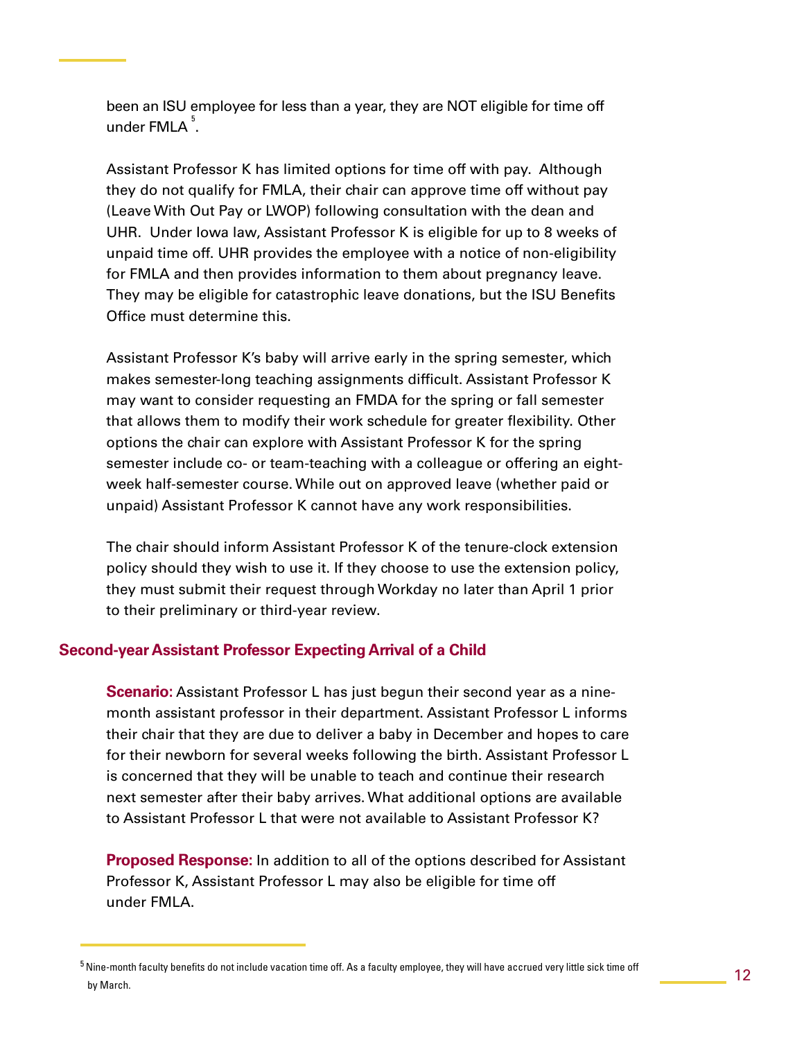been an ISU employee for less than a year, they are NOT eligible for time off under FMLA [5].

Assistant Professor K has limited options for time off with pay. Although they do not qualify for FMLA, their chair can approve time off without pay (Leave With Out Pay or LWOP) following consultation with the dean and UHR. Under Iowa law, Assistant Professor K is eligible for up to 8 weeks of unpaid time off. UHR provides the employee with a notice of non-eligibility for FMLA and then provides information to them about pregnancy leave. They may be eligible for catastrophic leave donations, but the ISU Benefits Office must determine this.

Assistant Professor K's baby will arrive early in the spring semester, which makes semester-long teaching assignments difficult. Assistant Professor K may want to consider requesting an FMDA for the spring or fall semester that allows them to modify their work schedule for greater flexibility. Other options the chair can explore with Assistant Professor K for the spring semester include co- or team-teaching with a colleague or offering an eight-week half-semester course. While out on approved leave (whether paid or unpaid) Assistant Professor K cannot have any work responsibilities.

The chair should inform Assistant Professor K of the tenure-clock extension policy should they wish to use it. If they choose to use the extension policy, they must submit their request through Workday no later than April 1 prior to their preliminary or third-year review.

### Second-year Assistant Professor Expecting Arrival of a Child

**Scenario:** Assistant Professor L has just begun their second year as a nine-month assistant professor in their department. Assistant Professor L informs their chair that they are due to deliver a baby in December and hopes to care for their newborn for several weeks following the birth. Assistant Professor L is concerned that they will be unable to teach and continue their research next semester after their baby arrives. What additional options are available to Assistant Professor L that were not available to Assistant Professor K?

**Proposed Response:** In addition to all of the options described for Assistant Professor K, Assistant Professor L may also be eligible for time off under FMLA.

---

[5] Nine-month faculty benefits do not include vacation time off. As a faculty employee, they will have accrued very little sick time off by March.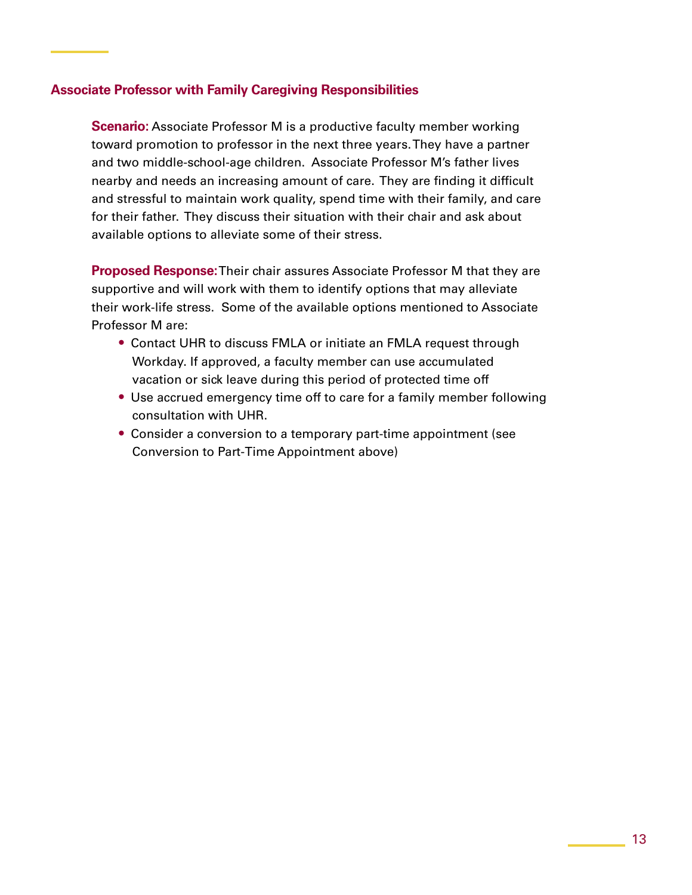### Associate Professor with Family Caregiving Responsibilities

**Scenario:** Associate Professor M is a productive faculty member working toward promotion to professor in the next three years. They have a partner and two middle-school-age children. Associate Professor M's father lives nearby and needs an increasing amount of care. They are finding it difficult and stressful to maintain work quality, spend time with their family, and care for their father. They discuss their situation with their chair and ask about available options to alleviate some of their stress.

**Proposed Response:** Their chair assures Associate Professor M that they are supportive and will work with them to identify options that may alleviate their work-life stress. Some of the available options mentioned to Associate Professor M are:

- Contact UHR to discuss FMLA or initiate an FMLA request through Workday. If approved, a faculty member can use accumulated vacation or sick leave during this period of protected time off
- Use accrued emergency time off to care for a family member following consultation with UHR.
- Consider a conversion to a temporary part-time appointment (see Conversion to Part-Time Appointment above)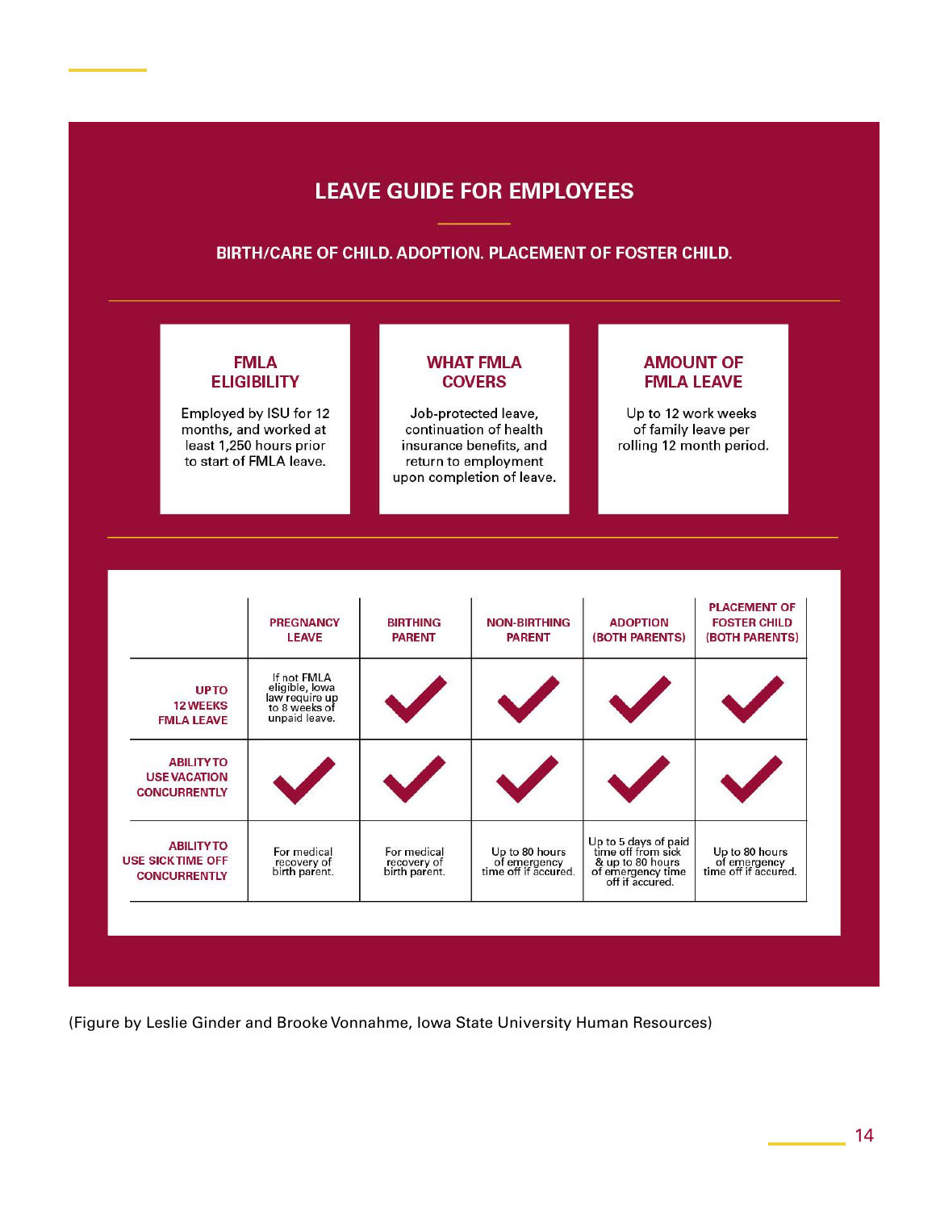## LEAVE GUIDE FOR EMPLOYEES

**BIRTH/CARE OF CHILD. ADOPTION. PLACEMENT OF FOSTER CHILD.**

### FMLA ELIGIBILITY

Employed by ISU for 12 months, and worked at least 1,250 hours prior to start of FMLA leave.

### WHAT FMLA COVERS

Job-protected leave, continuation of health insurance benefits, and return to employment upon completion of leave.

### AMOUNT OF FMLA LEAVE

Up to 12 work weeks of family leave per rolling 12 month period.

| | PREGNANCY LEAVE | BIRTHING PARENT | NON-BIRTHING PARENT | ADOPTION (BOTH PARENTS) | PLACEMENT OF FOSTER CHILD (BOTH PARENTS) |
|---|---|---|---|---|---|
| UP TO 12 WEEKS FMLA LEAVE | If not FMLA eligible, Iowa law require up to 8 weeks of unpaid leave. | ✓ | ✓ | ✓ | ✓ |
| ABILITY TO USE VACATION CONCURRENTLY | ✓ | ✓ | ✓ | ✓ | ✓ |
| ABILITY TO USE SICK TIME OFF CONCURRENTLY | For medical recovery of birth parent. | For medical recovery of birth parent. | Up to 80 hours of emergency time off if accured. | Up to 5 days of paid time off from sick & up to 80 hours of emergency time off if accured. | Up to 80 hours of emergency time off if accured. |

(Figure by Leslie Ginder and Brooke Vonnahme, Iowa State University Human Resources)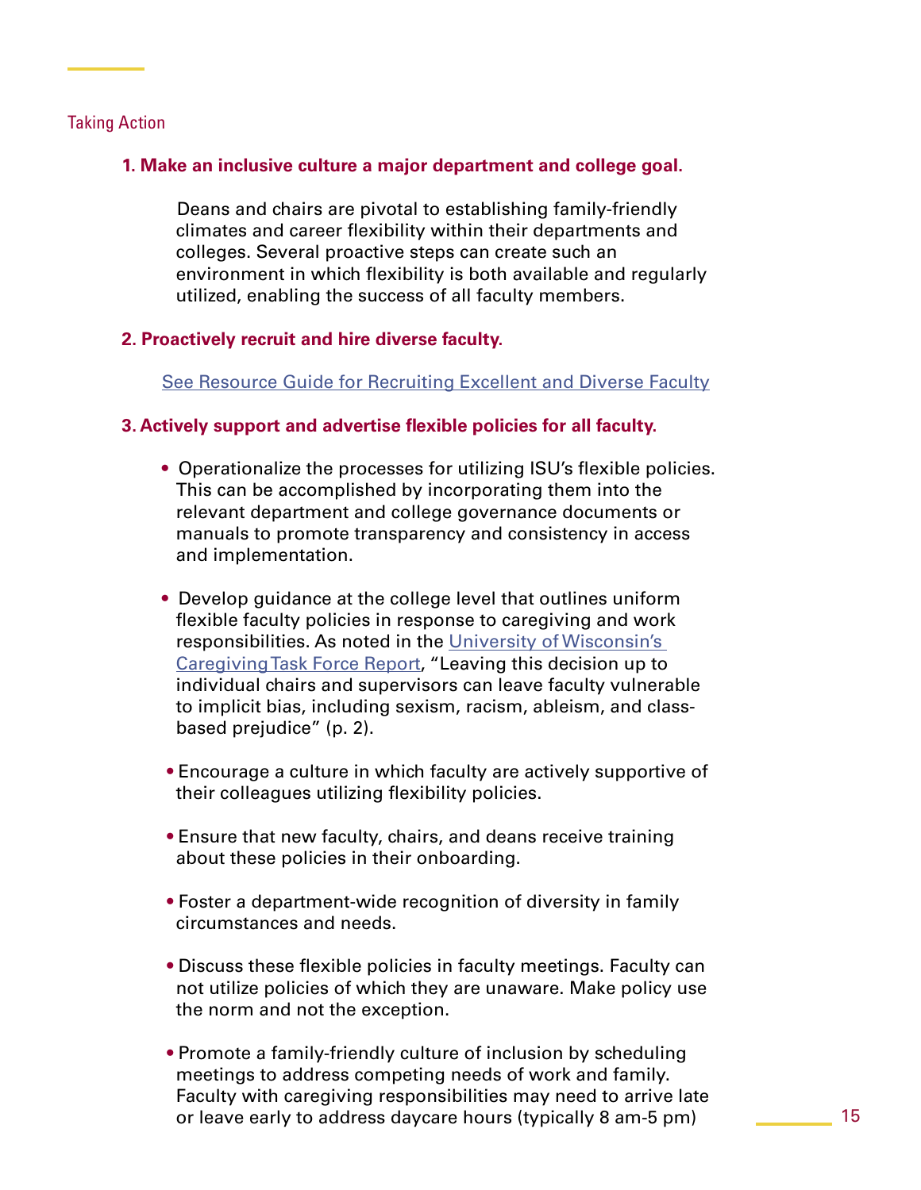## Taking Action

**1. Make an inclusive culture a major department and college goal.**

Deans and chairs are pivotal to establishing family-friendly climates and career flexibility within their departments and colleges. Several proactive steps can create such an environment in which flexibility is both available and regularly utilized, enabling the success of all faculty members.

**2. Proactively recruit and hire diverse faculty.**

[See Resource Guide for Recruiting Excellent and Diverse Faculty]

**3. Actively support and advertise flexible policies for all faculty.**

- Operationalize the processes for utilizing ISU's flexible policies. This can be accomplished by incorporating them into the relevant department and college governance documents or manuals to promote transparency and consistency in access and implementation.
- Develop guidance at the college level that outlines uniform flexible faculty policies in response to caregiving and work responsibilities. As noted in the [University of Wisconsin's Caregiving Task Force Report], "Leaving this decision up to individual chairs and supervisors can leave faculty vulnerable to implicit bias, including sexism, racism, ableism, and class-based prejudice" (p. 2).
- Encourage a culture in which faculty are actively supportive of their colleagues utilizing flexibility policies.
- Ensure that new faculty, chairs, and deans receive training about these policies in their onboarding.
- Foster a department-wide recognition of diversity in family circumstances and needs.
- Discuss these flexible policies in faculty meetings. Faculty can not utilize policies of which they are unaware. Make policy use the norm and not the exception.
- Promote a family-friendly culture of inclusion by scheduling meetings to address competing needs of work and family. Faculty with caregiving responsibilities may need to arrive late or leave early to address daycare hours (typically 8 am-5 pm)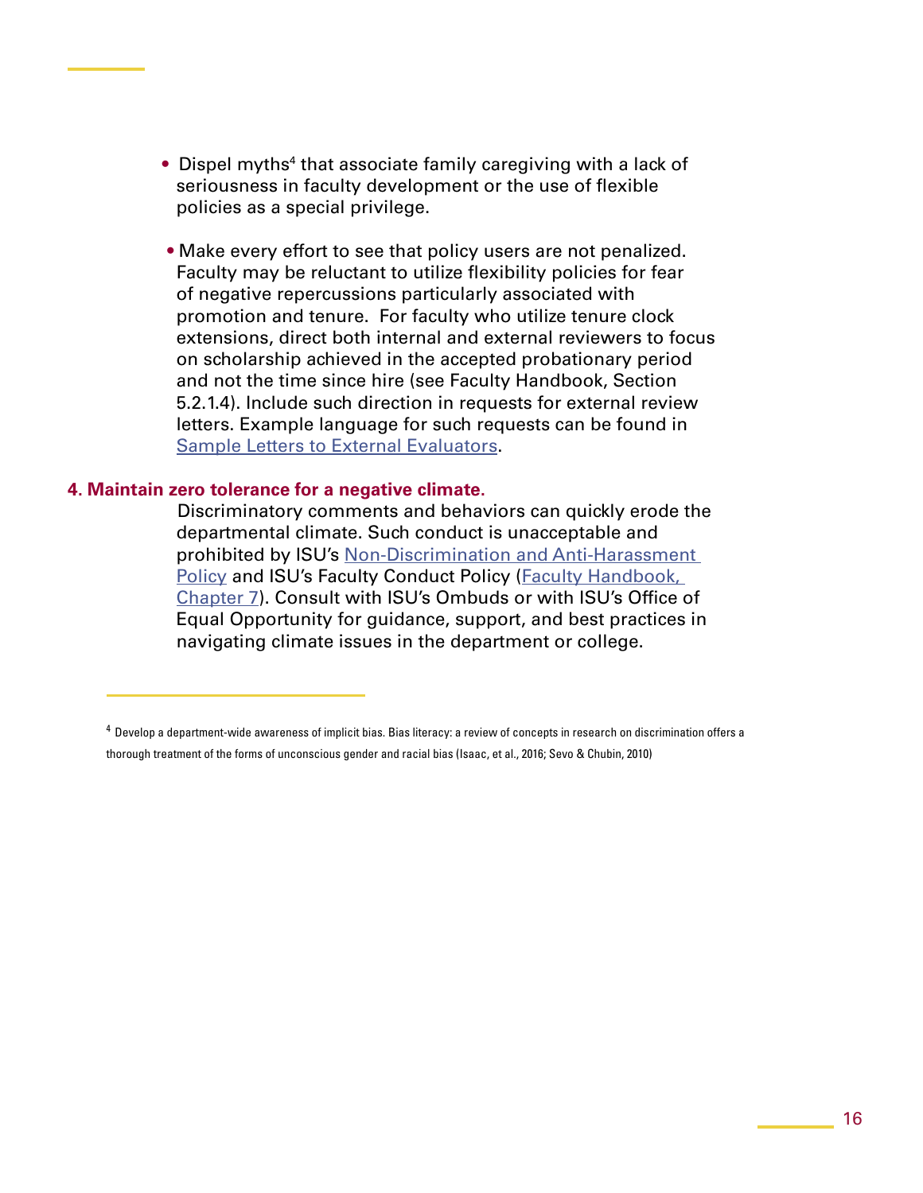- Dispel myths[4] that associate family caregiving with a lack of seriousness in faculty development or the use of flexible policies as a special privilege.

- Make every effort to see that policy users are not penalized. Faculty may be reluctant to utilize flexibility policies for fear of negative repercussions particularly associated with promotion and tenure. For faculty who utilize tenure clock extensions, direct both internal and external reviewers to focus on scholarship achieved in the accepted probationary period and not the time since hire (see Faculty Handbook, Section 5.2.1.4). Include such direction in requests for external review letters. Example language for such requests can be found in Sample Letters to External Evaluators.

**4. Maintain zero tolerance for a negative climate.**

Discriminatory comments and behaviors can quickly erode the departmental climate. Such conduct is unacceptable and prohibited by ISU's Non-Discrimination and Anti-Harassment Policy and ISU's Faculty Conduct Policy (Faculty Handbook, Chapter 7). Consult with ISU's Ombuds or with ISU's Office of Equal Opportunity for guidance, support, and best practices in navigating climate issues in the department or college.

[4] Develop a department-wide awareness of implicit bias. Bias literacy: a review of concepts in research on discrimination offers a thorough treatment of the forms of unconscious gender and racial bias (Isaac, et al., 2016; Sevo & Chubin, 2010)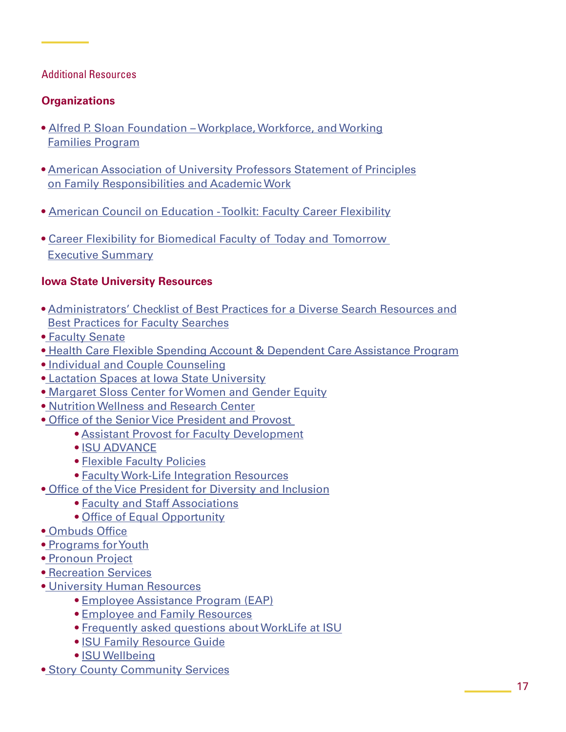Additional Resources

## Organizations

- Alfred P. Sloan Foundation – Workplace, Workforce, and Working Families Program
- American Association of University Professors Statement of Principles on Family Responsibilities and Academic Work
- American Council on Education - Toolkit: Faculty Career Flexibility
- Career Flexibility for Biomedical Faculty of Today and Tomorrow Executive Summary

## Iowa State University Resources

- Administrators' Checklist of Best Practices for a Diverse Search Resources and Best Practices for Faculty Searches
- Faculty Senate
- Health Care Flexible Spending Account & Dependent Care Assistance Program
- Individual and Couple Counseling
- Lactation Spaces at Iowa State University
- Margaret Sloss Center for Women and Gender Equity
- Nutrition Wellness and Research Center
- Office of the Senior Vice President and Provost
    - Assistant Provost for Faculty Development
    - ISU ADVANCE
    - Flexible Faculty Policies
    - Faculty Work-Life Integration Resources
- Office of the Vice President for Diversity and Inclusion
    - Faculty and Staff Associations
    - Office of Equal Opportunity
- Ombuds Office
- Programs for Youth
- Pronoun Project
- Recreation Services
- University Human Resources
    - Employee Assistance Program (EAP)
    - Employee and Family Resources
    - Frequently asked questions about WorkLife at ISU
    - ISU Family Resource Guide
    - ISU Wellbeing
- Story County Community Services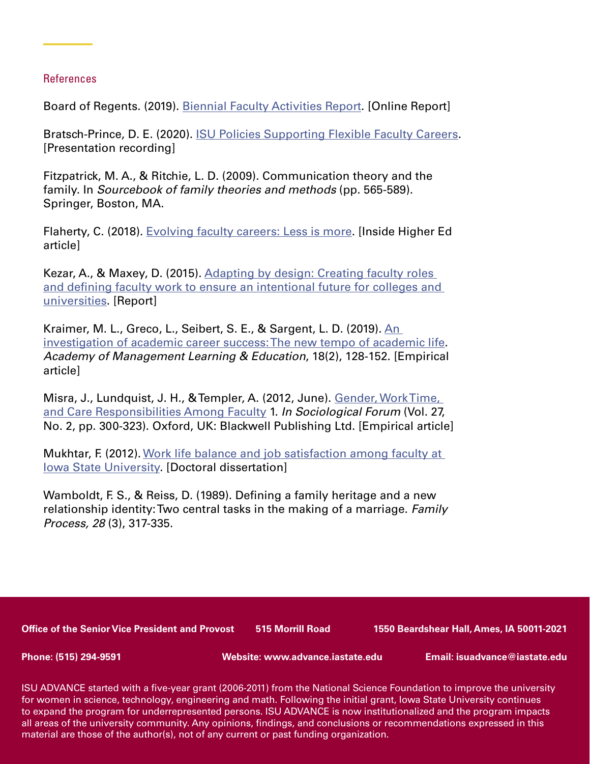## References

Board of Regents. (2019). Biennial Faculty Activities Report. [Online Report]

Bratsch-Prince, D. E. (2020). ISU Policies Supporting Flexible Faculty Careers. [Presentation recording]

Fitzpatrick, M. A., & Ritchie, L. D. (2009). Communication theory and the family. In *Sourcebook of family theories and methods* (pp. 565-589). Springer, Boston, MA.

Flaherty, C. (2018). Evolving faculty careers: Less is more. [Inside Higher Ed article]

Kezar, A., & Maxey, D. (2015). Adapting by design: Creating faculty roles and defining faculty work to ensure an intentional future for colleges and universities. [Report]

Kraimer, M. L., Greco, L., Seibert, S. E., & Sargent, L. D. (2019). An investigation of academic career success: The new tempo of academic life. *Academy of Management Learning & Education*, 18(2), 128-152. [Empirical article]

Misra, J., Lundquist, J. H., & Templer, A. (2012, June). Gender, Work Time, and Care Responsibilities Among Faculty 1. *In Sociological Forum* (Vol. 27, No. 2, pp. 300-323). Oxford, UK: Blackwell Publishing Ltd. [Empirical article]

Mukhtar, F. (2012). Work life balance and job satisfaction among faculty at Iowa State University. [Doctoral dissertation]

Wamboldt, F. S., & Reiss, D. (1989). Defining a family heritage and a new relationship identity: Two central tasks in the making of a marriage. *Family Process, 28* (3), 317-335.

**Office of the Senior Vice President and Provost** **515 Morrill Road** **1550 Beardshear Hall, Ames, IA 50011-2021**

**Phone: (515) 294-9591** **Website: www.advance.iastate.edu** **Email: isuadvance@iastate.edu**

ISU ADVANCE started with a five-year grant (2006-2011) from the National Science Foundation to improve the university for women in science, technology, engineering and math. Following the initial grant, Iowa State University continues to expand the program for underrepresented persons. ISU ADVANCE is now institutionalized and the program impacts all areas of the university community. Any opinions, findings, and conclusions or recommendations expressed in this material are those of the author(s), not of any current or past funding organization.